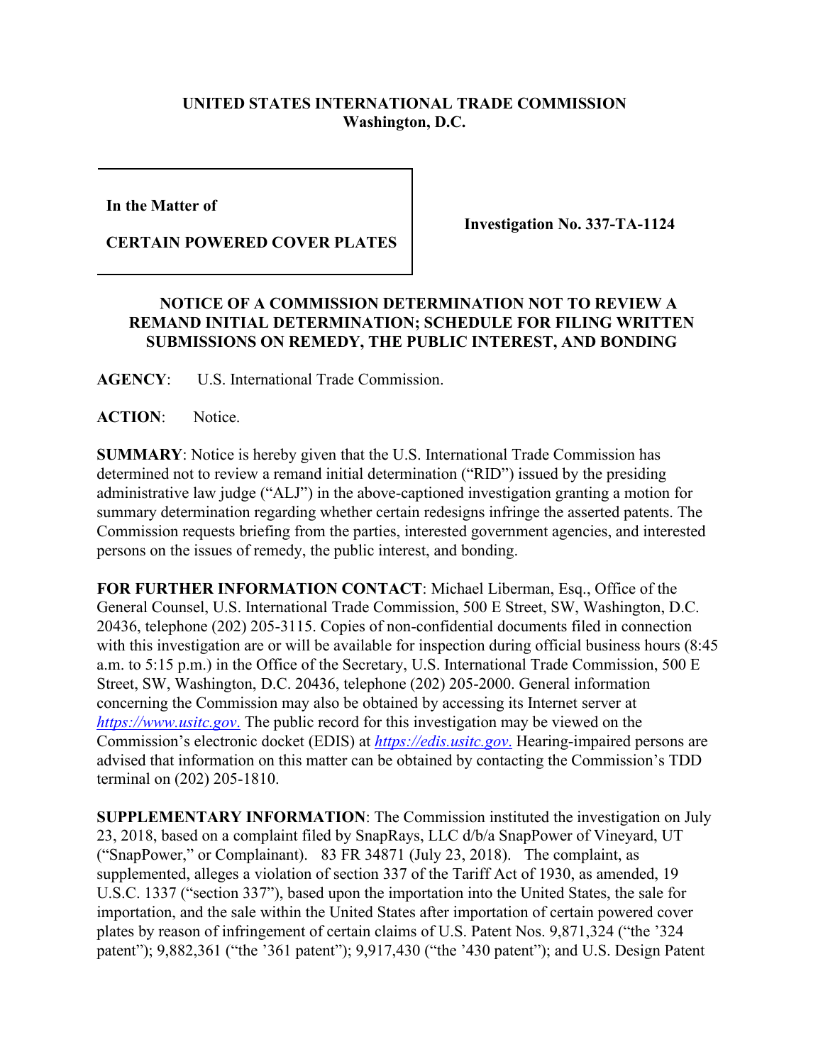**UNITED STATES INTERNATIONAL TRADE COMMISSION**
**Washington, D.C.**

| In the Matter of CERTAIN POWERED COVER PLATES | Investigation No. 337-TA-1124 |
| --- | --- |

**NOTICE OF A COMMISSION DETERMINATION NOT TO REVIEW A REMAND INITIAL DETERMINATION; SCHEDULE FOR FILING WRITTEN SUBMISSIONS ON REMEDY, THE PUBLIC INTEREST, AND BONDING**

**AGENCY**: U.S. International Trade Commission.

**ACTION**: Notice.

**SUMMARY**: Notice is hereby given that the U.S. International Trade Commission has determined not to review a remand initial determination ("RID") issued by the presiding administrative law judge ("ALJ") in the above-captioned investigation granting a motion for summary determination regarding whether certain redesigns infringe the asserted patents. The Commission requests briefing from the parties, interested government agencies, and interested persons on the issues of remedy, the public interest, and bonding.

**FOR FURTHER INFORMATION CONTACT**: Michael Liberman, Esq., Office of the General Counsel, U.S. International Trade Commission, 500 E Street, SW, Washington, D.C. 20436, telephone (202) 205-3115. Copies of non-confidential documents filed in connection with this investigation are or will be available for inspection during official business hours (8:45 a.m. to 5:15 p.m.) in the Office of the Secretary, U.S. International Trade Commission, 500 E Street, SW, Washington, D.C. 20436, telephone (202) 205-2000. General information concerning the Commission may also be obtained by accessing its Internet server at *https://www.usitc.gov*. The public record for this investigation may be viewed on the Commission's electronic docket (EDIS) at *https://edis.usitc.gov*. Hearing-impaired persons are advised that information on this matter can be obtained by contacting the Commission's TDD terminal on (202) 205-1810.

**SUPPLEMENTARY INFORMATION**: The Commission instituted the investigation on July 23, 2018, based on a complaint filed by SnapRays, LLC d/b/a SnapPower of Vineyard, UT ("SnapPower," or Complainant). 83 FR 34871 (July 23, 2018). The complaint, as supplemented, alleges a violation of section 337 of the Tariff Act of 1930, as amended, 19 U.S.C. 1337 ("section 337"), based upon the importation into the United States, the sale for importation, and the sale within the United States after importation of certain powered cover plates by reason of infringement of certain claims of U.S. Patent Nos. 9,871,324 ("the '324 patent"); 9,882,361 ("the '361 patent"); 9,917,430 ("the '430 patent"); and U.S. Design Patent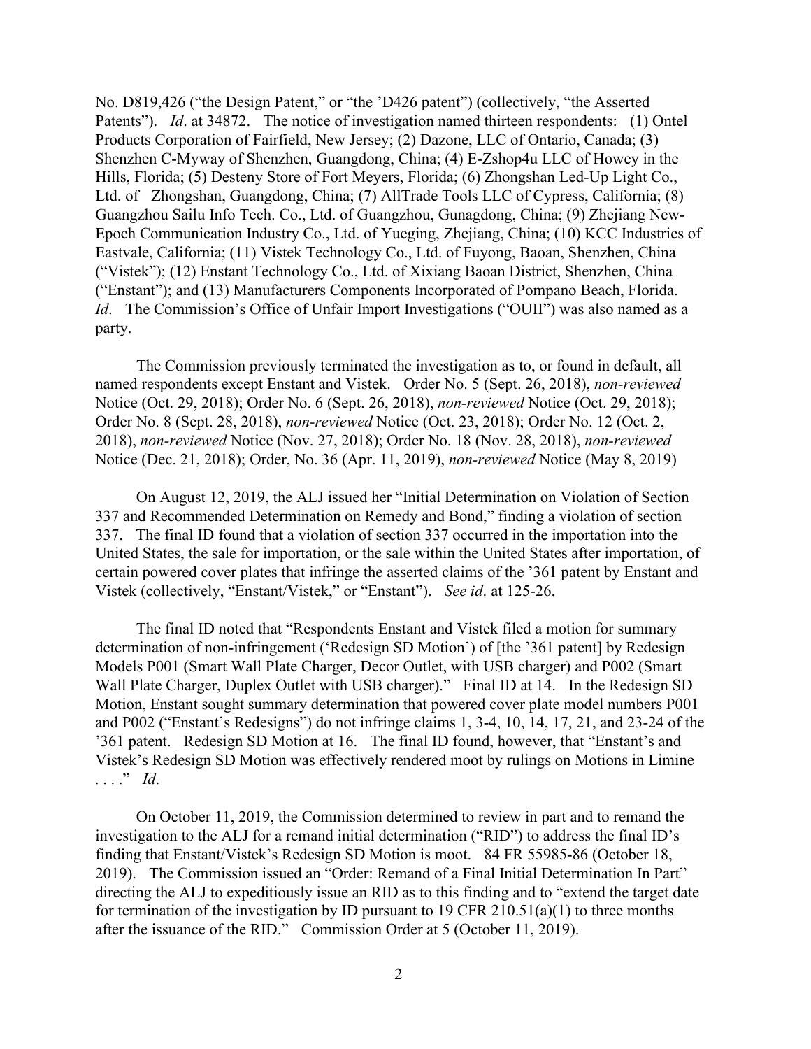No. D819,426 ("the Design Patent," or "the 'D426 patent") (collectively, "the Asserted Patents"). *Id*. at 34872. The notice of investigation named thirteen respondents: (1) Ontel Products Corporation of Fairfield, New Jersey; (2) Dazone, LLC of Ontario, Canada; (3) Shenzhen C-Myway of Shenzhen, Guangdong, China; (4) E-Zshop4u LLC of Howey in the Hills, Florida; (5) Desteny Store of Fort Meyers, Florida; (6) Zhongshan Led-Up Light Co., Ltd. of Zhongshan, Guangdong, China; (7) AllTrade Tools LLC of Cypress, California; (8) Guangzhou Sailu Info Tech. Co., Ltd. of Guangzhou, Gunagdong, China; (9) Zhejiang New-Epoch Communication Industry Co., Ltd. of Yueging, Zhejiang, China; (10) KCC Industries of Eastvale, California; (11) Vistek Technology Co., Ltd. of Fuyong, Baoan, Shenzhen, China ("Vistek"); (12) Enstant Technology Co., Ltd. of Xixiang Baoan District, Shenzhen, China ("Enstant"); and (13) Manufacturers Components Incorporated of Pompano Beach, Florida. *Id*. The Commission's Office of Unfair Import Investigations ("OUII") was also named as a party.

The Commission previously terminated the investigation as to, or found in default, all named respondents except Enstant and Vistek. Order No. 5 (Sept. 26, 2018), *non-reviewed* Notice (Oct. 29, 2018); Order No. 6 (Sept. 26, 2018), *non-reviewed* Notice (Oct. 29, 2018); Order No. 8 (Sept. 28, 2018), *non-reviewed* Notice (Oct. 23, 2018); Order No. 12 (Oct. 2, 2018), *non-reviewed* Notice (Nov. 27, 2018); Order No. 18 (Nov. 28, 2018), *non-reviewed* Notice (Dec. 21, 2018); Order, No. 36 (Apr. 11, 2019), *non-reviewed* Notice (May 8, 2019)

On August 12, 2019, the ALJ issued her "Initial Determination on Violation of Section 337 and Recommended Determination on Remedy and Bond," finding a violation of section 337. The final ID found that a violation of section 337 occurred in the importation into the United States, the sale for importation, or the sale within the United States after importation, of certain powered cover plates that infringe the asserted claims of the '361 patent by Enstant and Vistek (collectively, "Enstant/Vistek," or "Enstant"). *See id*. at 125-26.

The final ID noted that "Respondents Enstant and Vistek filed a motion for summary determination of non-infringement ('Redesign SD Motion') of [the '361 patent] by Redesign Models P001 (Smart Wall Plate Charger, Decor Outlet, with USB charger) and P002 (Smart Wall Plate Charger, Duplex Outlet with USB charger)." Final ID at 14. In the Redesign SD Motion, Enstant sought summary determination that powered cover plate model numbers P001 and P002 ("Enstant's Redesigns") do not infringe claims 1, 3-4, 10, 14, 17, 21, and 23-24 of the '361 patent. Redesign SD Motion at 16. The final ID found, however, that "Enstant's and Vistek's Redesign SD Motion was effectively rendered moot by rulings on Motions in Limine . . . ." *Id*.

On October 11, 2019, the Commission determined to review in part and to remand the investigation to the ALJ for a remand initial determination ("RID") to address the final ID's finding that Enstant/Vistek's Redesign SD Motion is moot. 84 FR 55985-86 (October 18, 2019). The Commission issued an "Order: Remand of a Final Initial Determination In Part" directing the ALJ to expeditiously issue an RID as to this finding and to "extend the target date for termination of the investigation by ID pursuant to 19 CFR 210.51(a)(1) to three months after the issuance of the RID." Commission Order at 5 (October 11, 2019).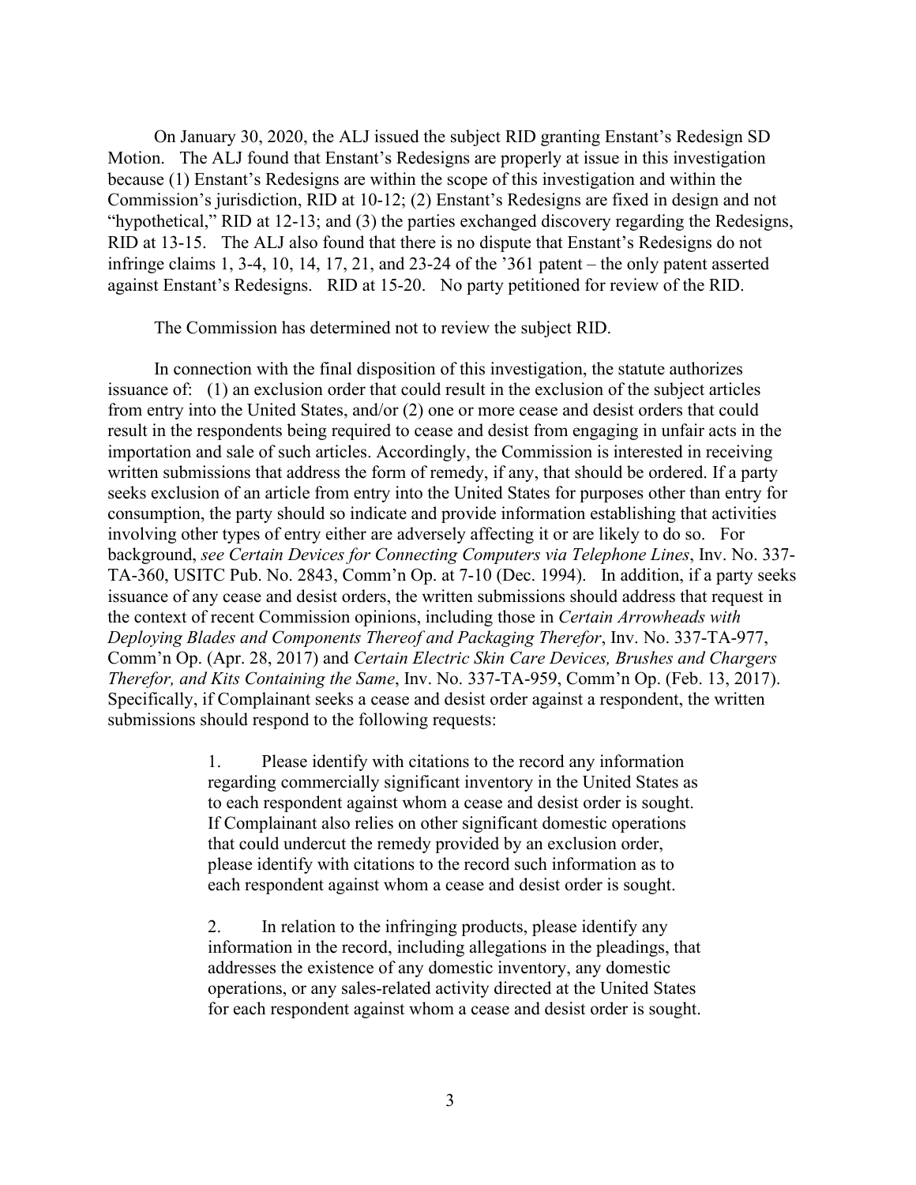On January 30, 2020, the ALJ issued the subject RID granting Enstant's Redesign SD Motion. The ALJ found that Enstant's Redesigns are properly at issue in this investigation because (1) Enstant's Redesigns are within the scope of this investigation and within the Commission's jurisdiction, RID at 10-12; (2) Enstant's Redesigns are fixed in design and not "hypothetical," RID at 12-13; and (3) the parties exchanged discovery regarding the Redesigns, RID at 13-15. The ALJ also found that there is no dispute that Enstant's Redesigns do not infringe claims 1, 3-4, 10, 14, 17, 21, and 23-24 of the '361 patent – the only patent asserted against Enstant's Redesigns. RID at 15-20. No party petitioned for review of the RID.

The Commission has determined not to review the subject RID.

In connection with the final disposition of this investigation, the statute authorizes issuance of: (1) an exclusion order that could result in the exclusion of the subject articles from entry into the United States, and/or (2) one or more cease and desist orders that could result in the respondents being required to cease and desist from engaging in unfair acts in the importation and sale of such articles. Accordingly, the Commission is interested in receiving written submissions that address the form of remedy, if any, that should be ordered. If a party seeks exclusion of an article from entry into the United States for purposes other than entry for consumption, the party should so indicate and provide information establishing that activities involving other types of entry either are adversely affecting it or are likely to do so. For background, *see Certain Devices for Connecting Computers via Telephone Lines*, Inv. No. 337-TA-360, USITC Pub. No. 2843, Comm'n Op. at 7-10 (Dec. 1994). In addition, if a party seeks issuance of any cease and desist orders, the written submissions should address that request in the context of recent Commission opinions, including those in *Certain Arrowheads with Deploying Blades and Components Thereof and Packaging Therefor*, Inv. No. 337-TA-977, Comm'n Op. (Apr. 28, 2017) and *Certain Electric Skin Care Devices, Brushes and Chargers Therefor, and Kits Containing the Same*, Inv. No. 337-TA-959, Comm'n Op. (Feb. 13, 2017). Specifically, if Complainant seeks a cease and desist order against a respondent, the written submissions should respond to the following requests:

> 1. Please identify with citations to the record any information regarding commercially significant inventory in the United States as to each respondent against whom a cease and desist order is sought. If Complainant also relies on other significant domestic operations that could undercut the remedy provided by an exclusion order, please identify with citations to the record such information as to each respondent against whom a cease and desist order is sought.
>
> 2. In relation to the infringing products, please identify any information in the record, including allegations in the pleadings, that addresses the existence of any domestic inventory, any domestic operations, or any sales-related activity directed at the United States for each respondent against whom a cease and desist order is sought.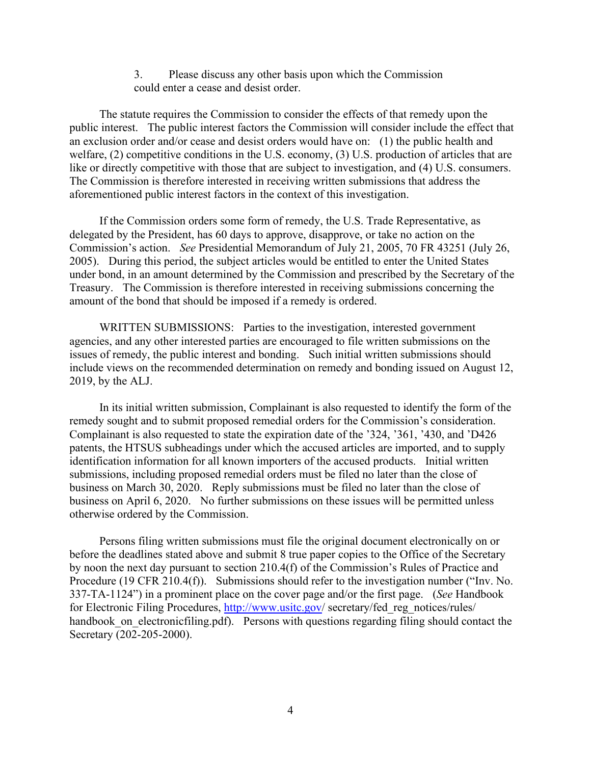3. Please discuss any other basis upon which the Commission could enter a cease and desist order.

The statute requires the Commission to consider the effects of that remedy upon the public interest. The public interest factors the Commission will consider include the effect that an exclusion order and/or cease and desist orders would have on: (1) the public health and welfare, (2) competitive conditions in the U.S. economy, (3) U.S. production of articles that are like or directly competitive with those that are subject to investigation, and (4) U.S. consumers. The Commission is therefore interested in receiving written submissions that address the aforementioned public interest factors in the context of this investigation.

If the Commission orders some form of remedy, the U.S. Trade Representative, as delegated by the President, has 60 days to approve, disapprove, or take no action on the Commission's action. *See* Presidential Memorandum of July 21, 2005, 70 FR 43251 (July 26, 2005). During this period, the subject articles would be entitled to enter the United States under bond, in an amount determined by the Commission and prescribed by the Secretary of the Treasury. The Commission is therefore interested in receiving submissions concerning the amount of the bond that should be imposed if a remedy is ordered.

WRITTEN SUBMISSIONS: Parties to the investigation, interested government agencies, and any other interested parties are encouraged to file written submissions on the issues of remedy, the public interest and bonding. Such initial written submissions should include views on the recommended determination on remedy and bonding issued on August 12, 2019, by the ALJ.

In its initial written submission, Complainant is also requested to identify the form of the remedy sought and to submit proposed remedial orders for the Commission's consideration. Complainant is also requested to state the expiration date of the '324, '361, '430, and 'D426 patents, the HTSUS subheadings under which the accused articles are imported, and to supply identification information for all known importers of the accused products. Initial written submissions, including proposed remedial orders must be filed no later than the close of business on March 30, 2020. Reply submissions must be filed no later than the close of business on April 6, 2020. No further submissions on these issues will be permitted unless otherwise ordered by the Commission.

Persons filing written submissions must file the original document electronically on or before the deadlines stated above and submit 8 true paper copies to the Office of the Secretary by noon the next day pursuant to section 210.4(f) of the Commission's Rules of Practice and Procedure (19 CFR 210.4(f)). Submissions should refer to the investigation number ("Inv. No. 337-TA-1124") in a prominent place on the cover page and/or the first page. (*See* Handbook for Electronic Filing Procedures, http://www.usitc.gov/ secretary/fed_reg_notices/rules/ handbook_on_electronicfiling.pdf). Persons with questions regarding filing should contact the Secretary (202-205-2000).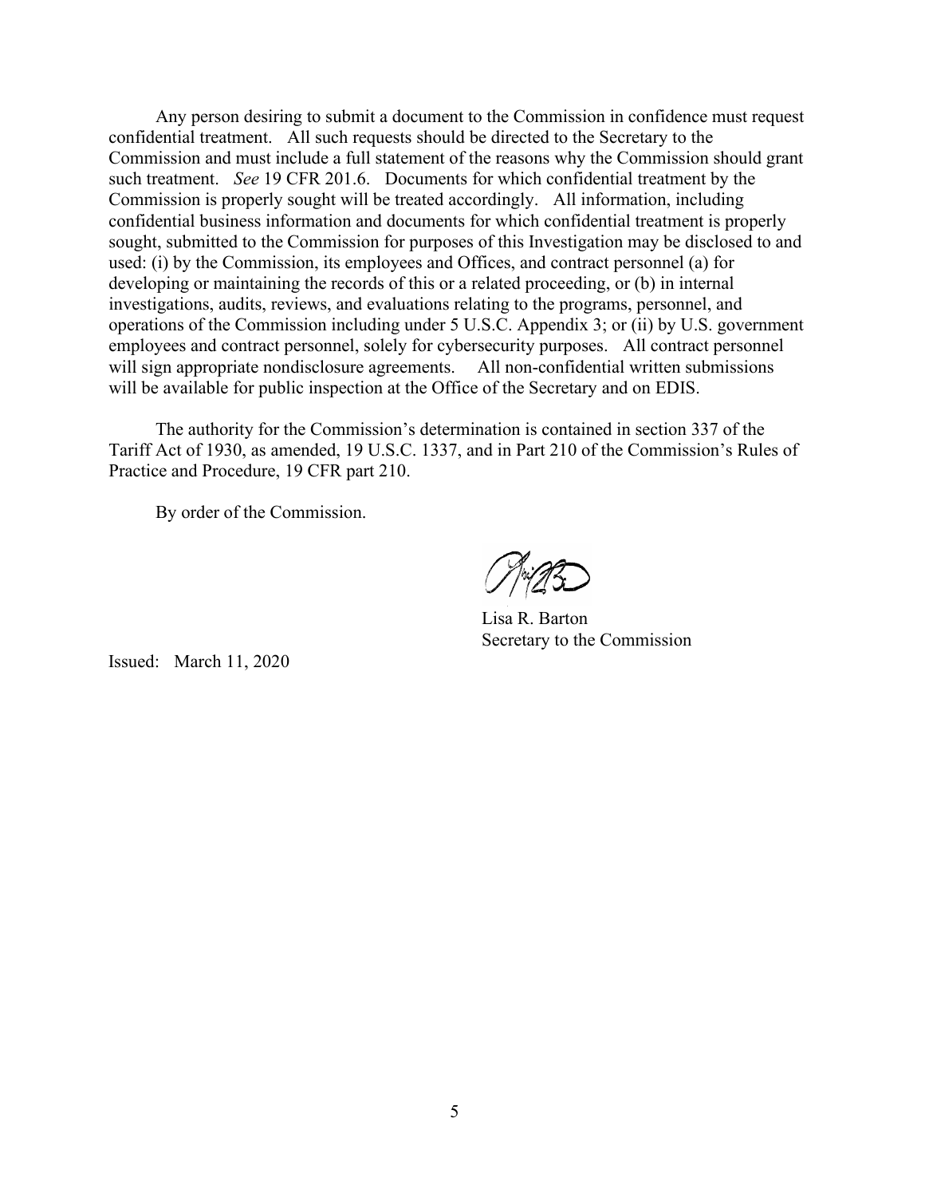Any person desiring to submit a document to the Commission in confidence must request confidential treatment. All such requests should be directed to the Secretary to the Commission and must include a full statement of the reasons why the Commission should grant such treatment. *See* 19 CFR 201.6. Documents for which confidential treatment by the Commission is properly sought will be treated accordingly. All information, including confidential business information and documents for which confidential treatment is properly sought, submitted to the Commission for purposes of this Investigation may be disclosed to and used: (i) by the Commission, its employees and Offices, and contract personnel (a) for developing or maintaining the records of this or a related proceeding, or (b) in internal investigations, audits, reviews, and evaluations relating to the programs, personnel, and operations of the Commission including under 5 U.S.C. Appendix 3; or (ii) by U.S. government employees and contract personnel, solely for cybersecurity purposes. All contract personnel will sign appropriate nondisclosure agreements. All non-confidential written submissions will be available for public inspection at the Office of the Secretary and on EDIS.

The authority for the Commission's determination is contained in section 337 of the Tariff Act of 1930, as amended, 19 U.S.C. 1337, and in Part 210 of the Commission's Rules of Practice and Procedure, 19 CFR part 210.

By order of the Commission.

Lisa R. Barton
Secretary to the Commission

Issued: March 11, 2020